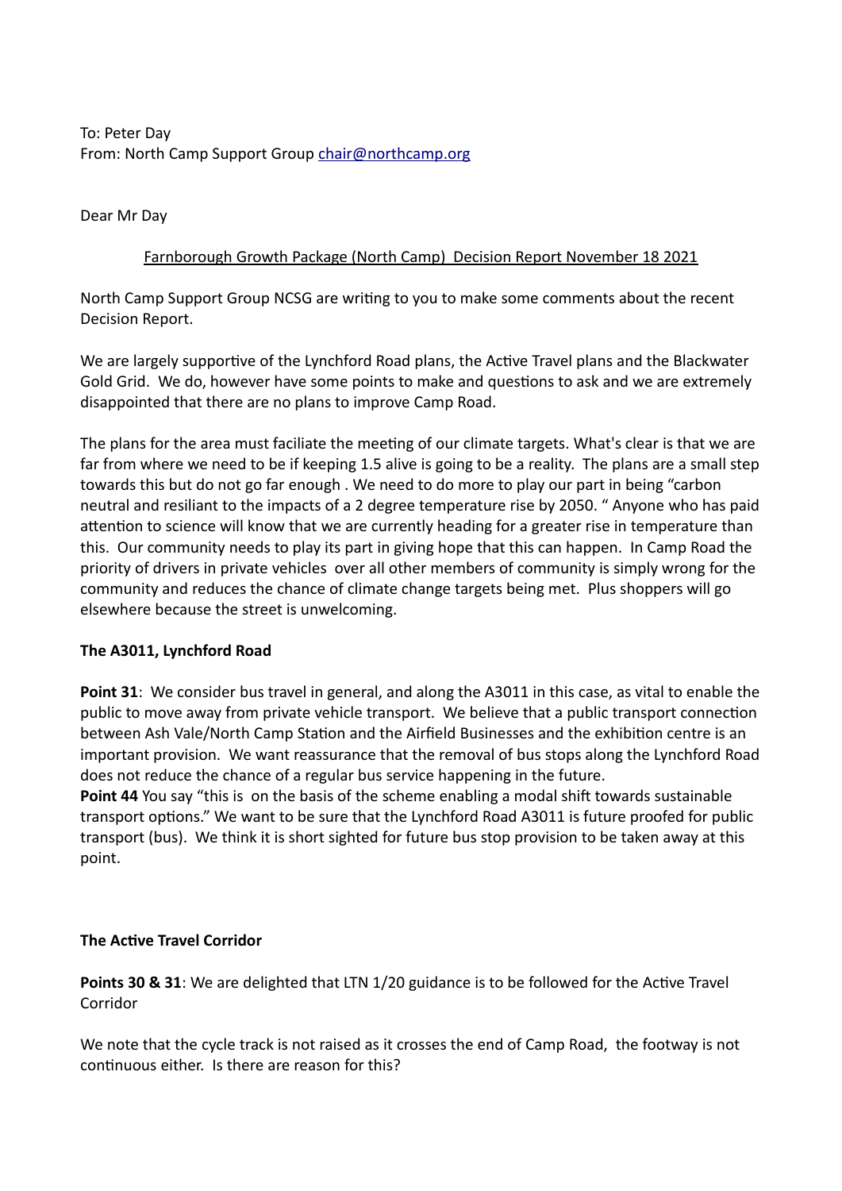To: Peter Day
From: North Camp Support Group chair@northcamp.org

Dear Mr Day

Farnborough Growth Package (North Camp) Decision Report November 18 2021

North Camp Support Group NCSG are writing to you to make some comments about the recent Decision Report.

We are largely supportive of the Lynchford Road plans, the Active Travel plans and the Blackwater Gold Grid. We do, however have some points to make and questions to ask and we are extremely disappointed that there are no plans to improve Camp Road.

The plans for the area must faciliate the meeting of our climate targets. What's clear is that we are far from where we need to be if keeping 1.5 alive is going to be a reality. The plans are a small step towards this but do not go far enough . We need to do more to play our part in being "carbon neutral and resiliant to the impacts of a 2 degree temperature rise by 2050. " Anyone who has paid attention to science will know that we are currently heading for a greater rise in temperature than this. Our community needs to play its part in giving hope that this can happen. In Camp Road the priority of drivers in private vehicles over all other members of community is simply wrong for the community and reduces the chance of climate change targets being met. Plus shoppers will go elsewhere because the street is unwelcoming.

**The A3011, Lynchford Road**

**Point 31**: We consider bus travel in general, and along the A3011 in this case, as vital to enable the public to move away from private vehicle transport. We believe that a public transport connection between Ash Vale/North Camp Station and the Airfield Businesses and the exhibition centre is an important provision. We want reassurance that the removal of bus stops along the Lynchford Road does not reduce the chance of a regular bus service happening in the future.

**Point 44** You say "this is on the basis of the scheme enabling a modal shift towards sustainable transport options." We want to be sure that the Lynchford Road A3011 is future proofed for public transport (bus). We think it is short sighted for future bus stop provision to be taken away at this point.

**The Active Travel Corridor**

**Points 30 & 31**: We are delighted that LTN 1/20 guidance is to be followed for the Active Travel Corridor

We note that the cycle track is not raised as it crosses the end of Camp Road, the footway is not continuous either. Is there are reason for this?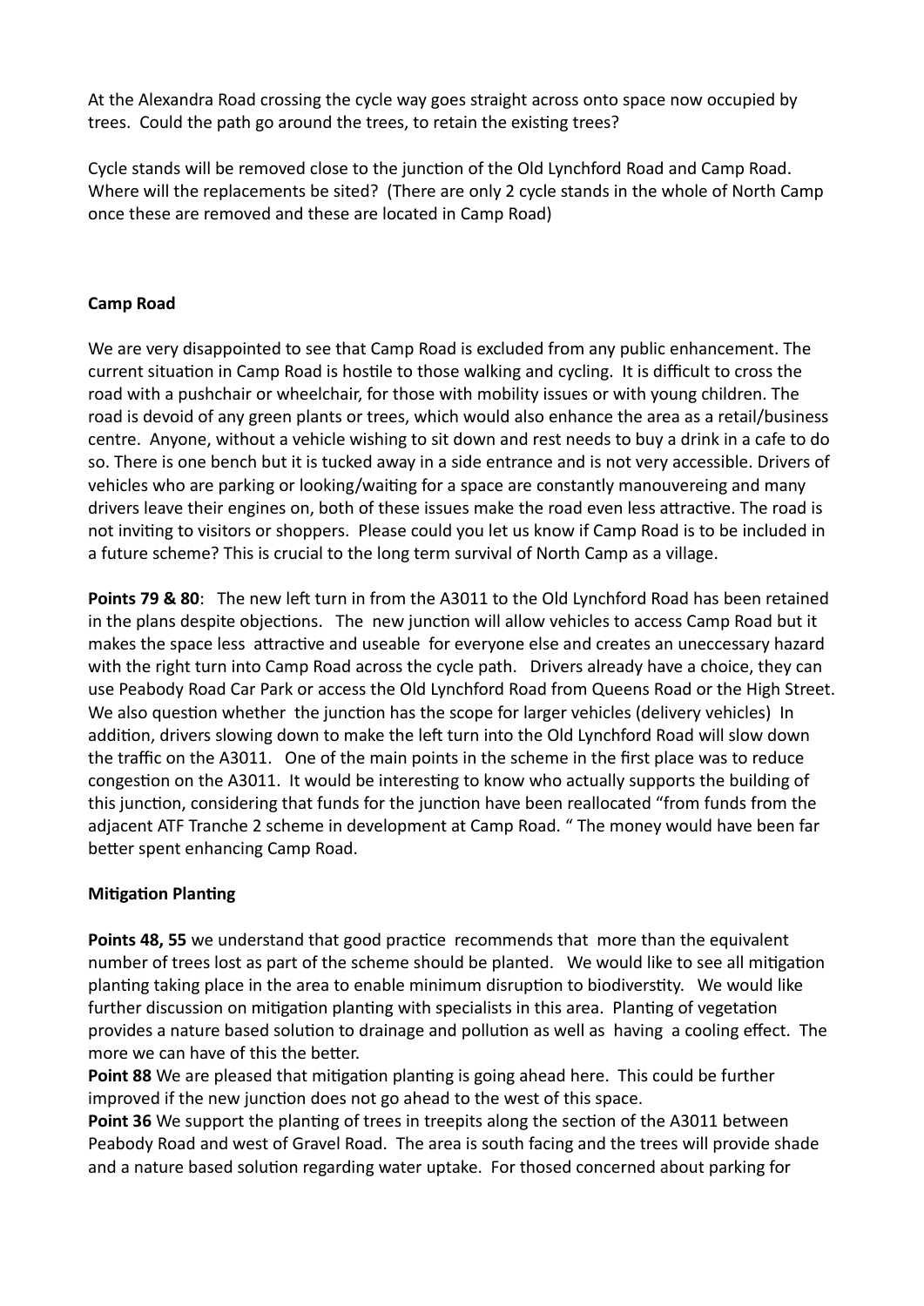At the Alexandra Road crossing the cycle way goes straight across onto space now occupied by trees. Could the path go around the trees, to retain the existing trees?

Cycle stands will be removed close to the junction of the Old Lynchford Road and Camp Road. Where will the replacements be sited? (There are only 2 cycle stands in the whole of North Camp once these are removed and these are located in Camp Road)

**Camp Road**

We are very disappointed to see that Camp Road is excluded from any public enhancement. The current situation in Camp Road is hostile to those walking and cycling. It is difficult to cross the road with a pushchair or wheelchair, for those with mobility issues or with young children. The road is devoid of any green plants or trees, which would also enhance the area as a retail/business centre. Anyone, without a vehicle wishing to sit down and rest needs to buy a drink in a cafe to do so. There is one bench but it is tucked away in a side entrance and is not very accessible. Drivers of vehicles who are parking or looking/waiting for a space are constantly manouvereing and many drivers leave their engines on, both of these issues make the road even less attractive. The road is not inviting to visitors or shoppers. Please could you let us know if Camp Road is to be included in a future scheme? This is crucial to the long term survival of North Camp as a village.

**Points 79 & 80**: The new left turn in from the A3011 to the Old Lynchford Road has been retained in the plans despite objections. The new junction will allow vehicles to access Camp Road but it makes the space less attractive and useable for everyone else and creates an uneccessary hazard with the right turn into Camp Road across the cycle path. Drivers already have a choice, they can use Peabody Road Car Park or access the Old Lynchford Road from Queens Road or the High Street. We also question whether the junction has the scope for larger vehicles (delivery vehicles) In addition, drivers slowing down to make the left turn into the Old Lynchford Road will slow down the traffic on the A3011. One of the main points in the scheme in the first place was to reduce congestion on the A3011. It would be interesting to know who actually supports the building of this junction, considering that funds for the junction have been reallocated "from funds from the adjacent ATF Tranche 2 scheme in development at Camp Road. " The money would have been far better spent enhancing Camp Road.

**Mitigation Planting**

**Points 48, 55** we understand that good practice recommends that more than the equivalent number of trees lost as part of the scheme should be planted. We would like to see all mitigation planting taking place in the area to enable minimum disruption to biodiverstity. We would like further discussion on mitigation planting with specialists in this area. Planting of vegetation provides a nature based solution to drainage and pollution as well as having a cooling effect. The more we can have of this the better.

**Point 88** We are pleased that mitigation planting is going ahead here. This could be further improved if the new junction does not go ahead to the west of this space.

**Point 36** We support the planting of trees in treepits along the section of the A3011 between Peabody Road and west of Gravel Road. The area is south facing and the trees will provide shade and a nature based solution regarding water uptake. For thosed concerned about parking for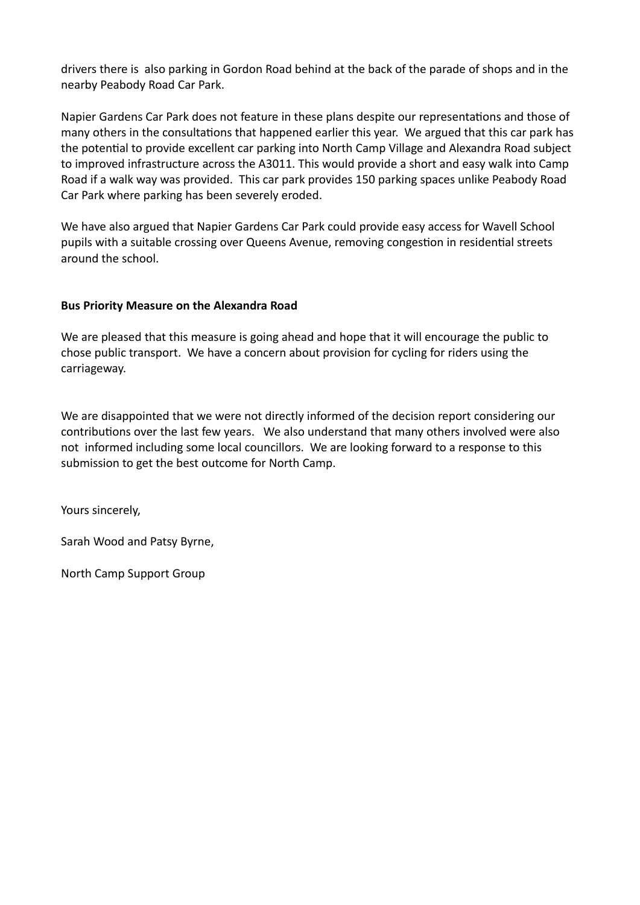drivers there is  also parking in Gordon Road behind at the back of the parade of shops and in the nearby Peabody Road Car Park.

Napier Gardens Car Park does not feature in these plans despite our representations and those of many others in the consultations that happened earlier this year.  We argued that this car park has the potential to provide excellent car parking into North Camp Village and Alexandra Road subject to improved infrastructure across the A3011. This would provide a short and easy walk into Camp Road if a walk way was provided.  This car park provides 150 parking spaces unlike Peabody Road Car Park where parking has been severely eroded.

We have also argued that Napier Gardens Car Park could provide easy access for Wavell School pupils with a suitable crossing over Queens Avenue, removing congestion in residential streets around the school.

**Bus Priority Measure on the Alexandra Road**

We are pleased that this measure is going ahead and hope that it will encourage the public to chose public transport.  We have a concern about provision for cycling for riders using the carriageway.

We are disappointed that we were not directly informed of the decision report considering our contributions over the last few years.   We also understand that many others involved were also not  informed including some local councillors.  We are looking forward to a response to this submission to get the best outcome for North Camp.

Yours sincerely,

Sarah Wood and Patsy Byrne,

North Camp Support Group